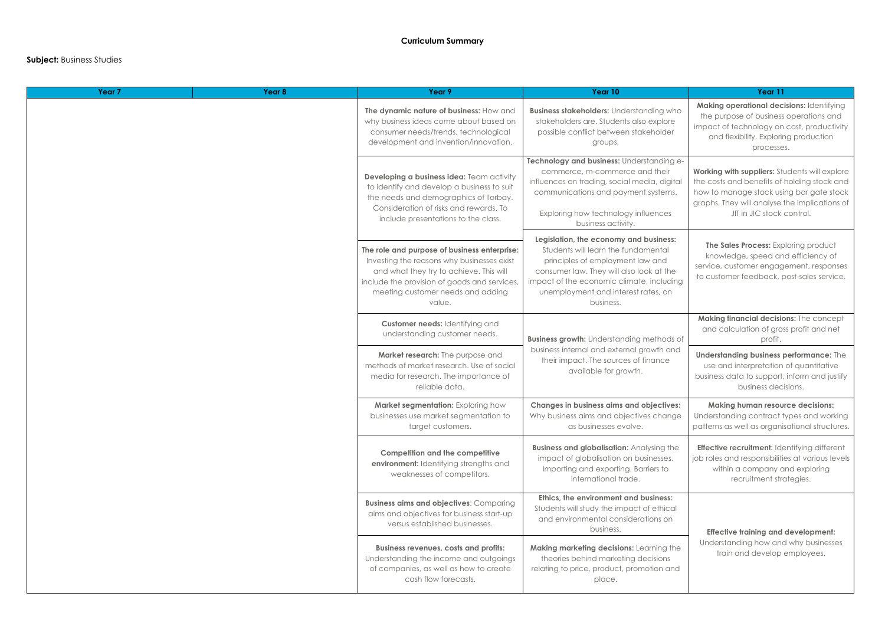**Curriculum Summary**

**Subject:** Business Studies

| Year 7 | Year 8 | Year 9 | Year 10 | Year 11 |
|---|---|---|---|---|
| | | **The dynamic nature of business:** How and why business ideas come about based on consumer needs/trends, technological development and invention/innovation. | **Business stakeholders:** Understanding who stakeholders are. Students also explore possible conflict between stakeholder groups. | **Making operational decisions:** Identifying the purpose of business operations and impact of technology on cost, productivity and flexibility. Exploring production processes. |
| | | **Developing a business idea:** Team activity to identify and develop a business to suit the needs and demographics of Torbay. Consideration of risks and rewards. To include presentations to the class. | **Technology and business:** Understanding e-commerce, m-commerce and their influences on trading, social media, digital communications and payment systems. Exploring how technology influences business activity. | **Working with suppliers:** Students will explore the costs and benefits of holding stock and how to manage stock using bar gate stock graphs. They will analyse the implications of JIT in JIC stock control. |
| | | **The role and purpose of business enterprise:** Investing the reasons why businesses exist and what they try to achieve. This will include the provision of goods and services, meeting customer needs and adding value. | **Legislation, the economy and business:** Students will learn the fundamental principles of employment law and consumer law. They will also look at the impact of the economic climate, including unemployment and interest rates, on business. | **The Sales Process:** Exploring product knowledge, speed and efficiency of service, customer engagement, responses to customer feedback, post-sales service. |
| | | **Customer needs:** Identifying and understanding customer needs. | **Business growth:** Understanding methods of business internal and external growth and their impact. The sources of finance available for growth. | **Making financial decisions:** The concept and calculation of gross profit and net profit. |
| | | **Market research:** The purpose and methods of market research. Use of social media for research. The importance of reliable data. | | **Understanding business performance:** The use and interpretation of quantitative business data to support, inform and justify business decisions. |
| | | **Market segmentation:** Exploring how businesses use market segmentation to target customers. | **Changes in business aims and objectives:** Why business aims and objectives change as businesses evolve. | **Making human resource decisions:** Understanding contract types and working patterns as well as organisational structures. |
| | | **Competition and the competitive environment:** Identifying strengths and weaknesses of competitors. | **Business and globalisation:** Analysing the impact of globalisation on businesses. Importing and exporting. Barriers to international trade. | **Effective recruitment:** Identifying different job roles and responsibilities at various levels within a company and exploring recruitment strategies. |
| | | **Business aims and objectives**: Comparing aims and objectives for business start-up versus established businesses. | **Ethics, the environment and business:** Students will study the impact of ethical and environmental considerations on business. | **Effective training and development:** Understanding how and why businesses train and develop employees. |
| | | **Business revenues, costs and profits:** Understanding the income and outgoings of companies, as well as how to create cash flow forecasts. | **Making marketing decisions:** Learning the theories behind marketing decisions relating to price, product, promotion and place. | |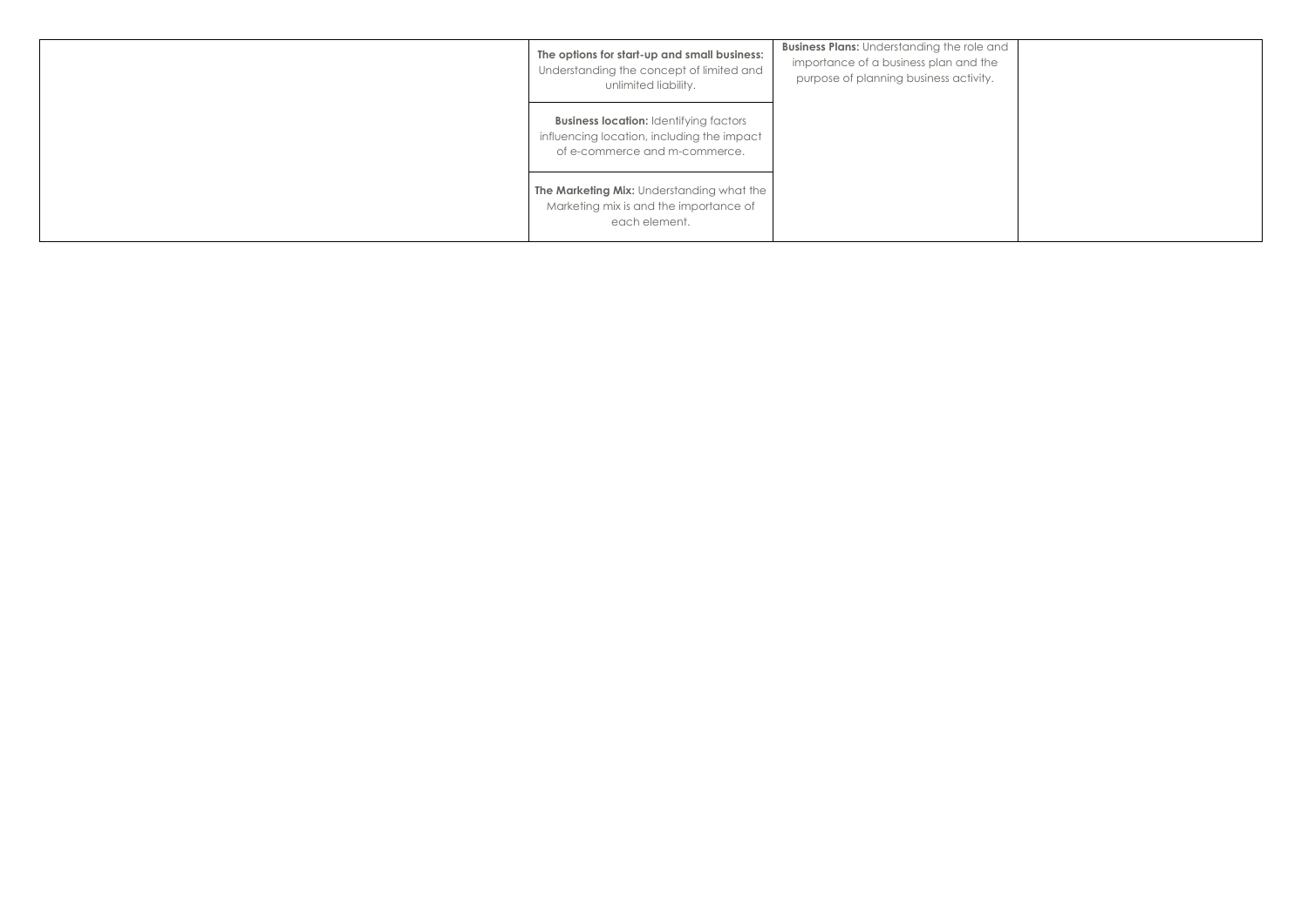| | | | |
|---|---|---|---|
| | **The options for start-up and small business:** Understanding the concept of limited and unlimited liability. | **Business Plans:** Understanding the role and importance of a business plan and the purpose of planning business activity. | |
| | **Business location:** Identifying factors influencing location, including the impact of e-commerce and m-commerce. | | |
| | **The Marketing Mix:** Understanding what the Marketing mix is and the importance of each element. | | |